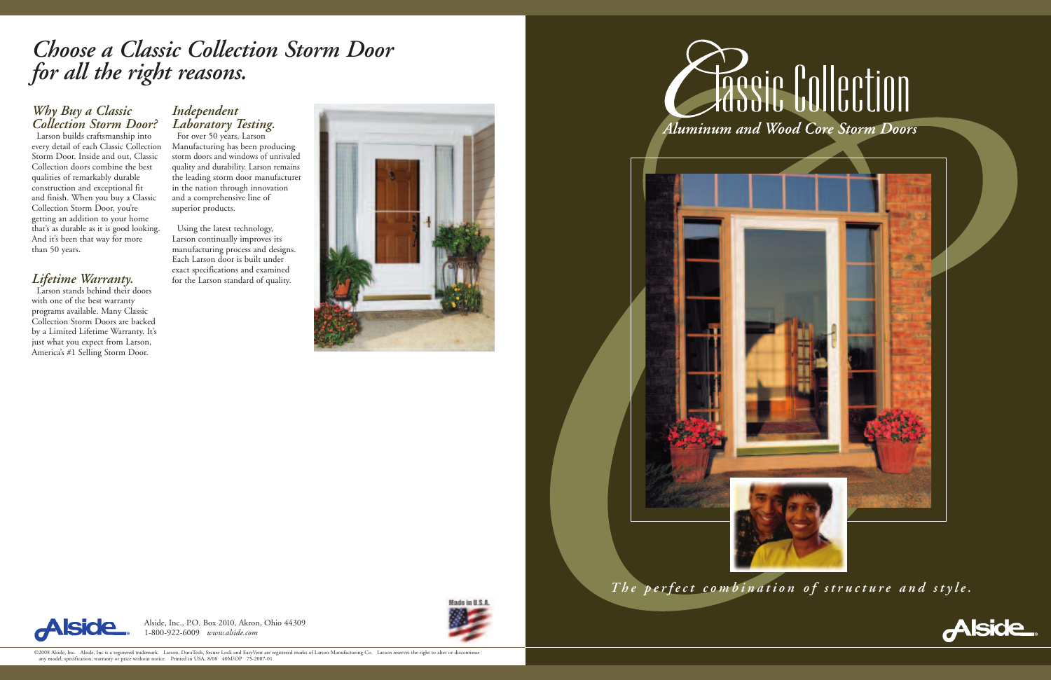# *Choose a Classic Collection Storm Door for all the right reasons.*

## *Why Buy a Classic Collection Storm Door?*

Larson builds craftsmanship into every detail of each Classic Collection Storm Door. Inside and out, Classic Collection doors combine the best qualities of remarkably durable construction and exceptional fit and finish. When you buy a Classic Collection Storm Door, you're getting an addition to your home that's as durable as it is good looking. And it's been that way for more than 50 years.

## *Lifetime Warranty.*

Larson stands behind their doors with one of the best warranty programs available. Many Classic Collection Storm Doors are backed by a Limited Lifetime Warranty. It's just what you expect from Larson, America's #1 Selling Storm Door.

## *Independent Laboratory Testing.*

For over 50 years, Larson Manufacturing has been producing storm doors and windows of unrivaled quality and durability. Larson remains the leading storm door manufacturer in the nation through innovation and a comprehensive line of superior products.

Using the latest technology, Larson continually improves its manufacturing process and designs. Each Larson door is built under exact specifications and examined for the Larson standard of quality.

Alside

Alside, Inc., P.O. Box 2010, Akron, Ohio 44309
1-800-922-6009 *www.alside.com*

Made in U.S.A.

©2008 Alside, Inc. Alside, Inc is a registered trademark. Larson, DuraTech, Secure Lock and EasyVent are registered marks of Larson Manufacturing Co. Larson reserves the right to alter or discontinue any model, specification, warranty or price without notice. Printed in USA, 8/08 40M/OP 75-2007-01

# Classic Collection

## *Aluminum and Wood Core Storm Doors*

*The perfect combination of structure and style.*

Alside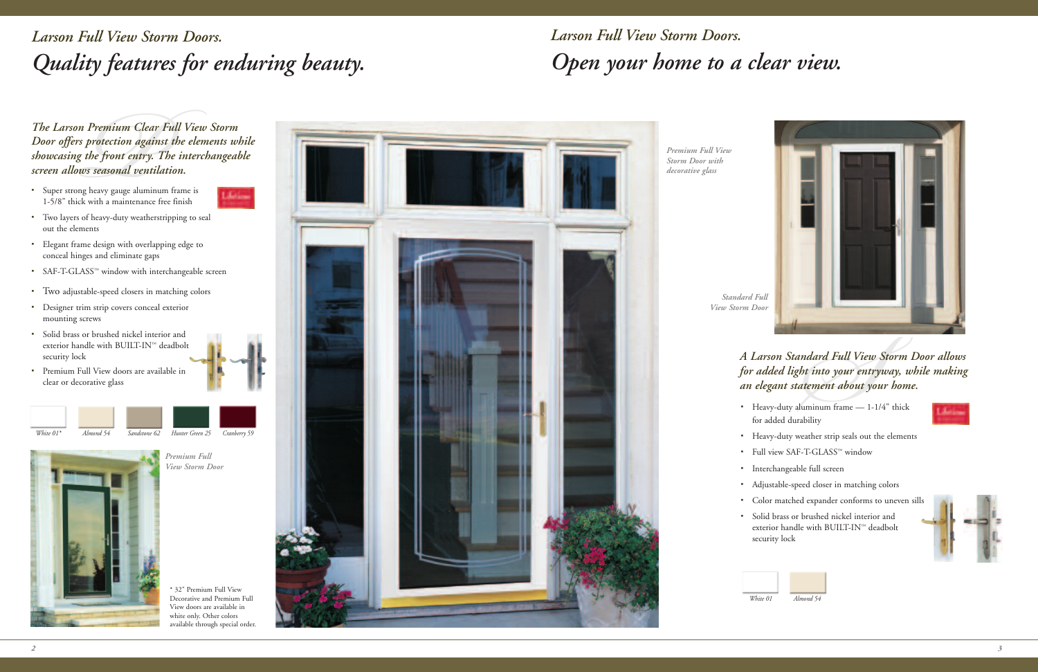## *Larson Full View Storm Doors.*

# *Quality features for enduring beauty.*

***The Larson Premium Clear Full View Storm Door offers protection against the elements while showcasing the front entry. The interchangeable screen allows seasonal ventilation.***

- Super strong heavy gauge aluminum frame is 1-5/8" thick with a maintenance free finish
- Two layers of heavy-duty weatherstripping to seal out the elements
- Elegant frame design with overlapping edge to conceal hinges and eliminate gaps
- SAF-T-GLASS™ window with interchangeable screen
- Two adjustable-speed closers in matching colors
- Designer trim strip covers conceal exterior mounting screws
- Solid brass or brushed nickel interior and exterior handle with BUILT-IN™ deadbolt security lock
- Premium Full View doors are available in clear or decorative glass

*White 01\** *Almond 54* *Sandstone 62* *Hunter Green 25* *Cranberry 59*

*Premium Full View Storm Door*

\* 32" Premium Full View Decorative and Premium Full View doors are available in white only. Other colors available through special order.

*Premium Full View Storm Door with decorative glass*

## *Larson Full View Storm Doors.*

# *Open your home to a clear view.*

*Standard Full View Storm Door*

***A Larson Standard Full View Storm Door allows for added light into your entryway, while making an elegant statement about your home.***

- Heavy-duty aluminum frame — 1-1/4" thick for added durability
- Heavy-duty weather strip seals out the elements
- Full view SAF-T-GLASS™ window
- Interchangeable full screen
- Adjustable-speed closer in matching colors
- Color matched expander conforms to uneven sills
- Solid brass or brushed nickel interior and exterior handle with BUILT-IN™ deadbolt security lock

*White 01* *Almond 54*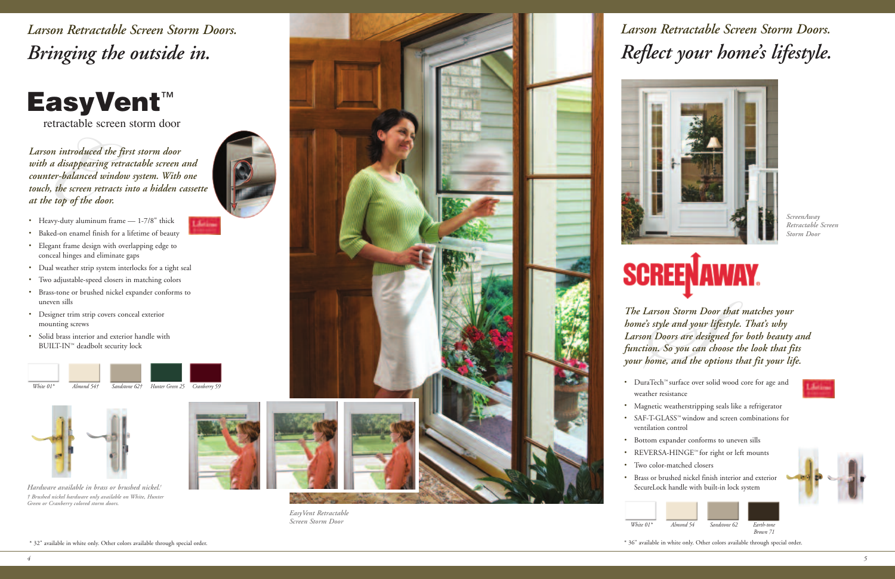## *Larson Retractable Screen Storm Doors.*

# *Bringing the outside in.*

# EasyVent™

retractable screen storm door

*Larson introduced the first storm door with a disappearing retractable screen and counter-balanced window system. With one touch, the screen retracts into a hidden cassette at the top of the door.*

- Heavy-duty aluminum frame — 1-7/8" thick
- Baked-on enamel finish for a lifetime of beauty
- Elegant frame design with overlapping edge to conceal hinges and eliminate gaps
- Dual weather strip system interlocks for a tight seal
- Two adjustable-speed closers in matching colors
- Brass-tone or brushed nickel expander conforms to uneven sills
- Designer trim strip covers conceal exterior mounting screws
- Solid brass interior and exterior handle with BUILT-IN™ deadbolt security lock

*White 01\** *Almond 54†* *Sandstone 62†* *Hunter Green 25* *Cranberry 59*

*Hardware available in brass or brushed nickel.†*

*† Brushed nickel hardware only available on White, Hunter Green or Cranberry colored storm doors.*

*EasyVent Retractable Screen Storm Door*

\* 32" available in white only. Other colors available through special order.

## *Larson Retractable Screen Storm Doors.*

# *Reflect your home's lifestyle.*

*ScreenAway Retractable Screen Storm Door*

# SCREENAWAY.

*The Larson Storm Door that matches your home's style and your lifestyle. That's why Larson Doors are designed for both beauty and function. So you can choose the look that fits your home, and the options that fit your life.*

- DuraTech™ surface over solid wood core for age and weather resistance
- Magnetic weatherstripping seals like a refrigerator
- SAF-T-GLASS™ window and screen combinations for ventilation control
- Bottom expander conforms to uneven sills
- REVERSA-HINGE™ for right or left mounts
- Two color-matched closers
- Brass or brushed nickel finish interior and exterior SecureLock handle with built-in lock system

*White 01\** *Almond 54* *Sandstone 62* *Earth-tone Brown 71*

\* 36" available in white only. Other colors available through special order.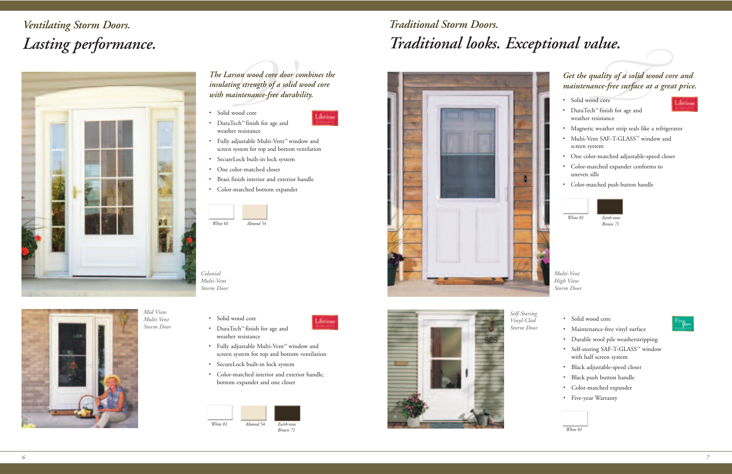## *Ventilating Storm Doors.*

# *Lasting performance.*

*The Larson wood core door combines the insulating strength of a solid wood core with maintenance-free durability.*

- Solid wood core
- DuraTech™ finish for age and weather resistance
- Fully adjustable Multi-Vent™ window and screen system for top and bottom ventilation
- SecureLock built-in lock system
- One color-matched closer
- Brass finish interior and exterior handle
- Color-matched bottom expander

*White 01* · *Almond 54*

*Colonial Multi-Vent Storm Door*

*Mid View Multi-Vent Storm Door*

- Solid wood core
- DuraTech™ finish for age and weather resistance
- Fully adjustable Multi-Vent™ window and screen system for top and bottom ventilation
- SecureLock built-in lock system
- Color-matched interior and exterior handle, bottom expander and one closer

*White 01* · *Almond 54* · *Earth-tone Brown 71*

## *Traditional Storm Doors.*

# *Traditional looks. Exceptional value.*

*Get the quality of a solid wood core and maintenance-free surface at a great price.*

- Solid wood core
- DuraTech™ finish for age and weather resistance
- Magnetic weather strip seals like a refrigerator
- Multi-Vent SAF-T-GLASS™ window and screen system
- One color-matched adjustable-speed closer
- Color-matched expander conforms to uneven sills
- Color-matched push button handle

*White 01* · *Earth-tone Brown 71*

*Multi-Vent High View Storm Door*

*Self-Storing Vinyl-Clad Storm Door*

- Solid wood core
- Maintenance-free vinyl surface
- Durable wool pile weatherstripping
- Self-storing SAF-T-GLASS™ window with half screen system
- Black adjustable-speed closer
- Black push button handle
- Color-matched expander
- Five-year Warranty

*White 01*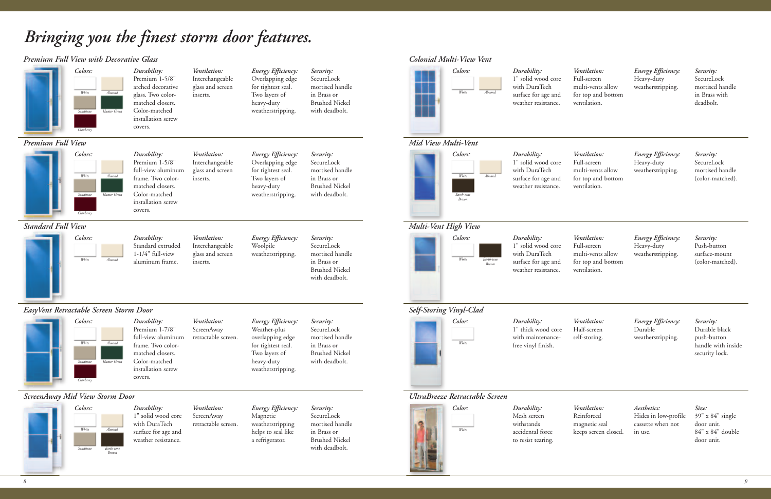# *Bringing you the finest storm door features.*

## *Premium Full View with Decorative Glass*

*Colors:* White, Almond, Sandstone, Hunter Green, Cranberry

*Durability:* Premium 1-5/8" arched decorative glass. Two color-matched closers. Color-matched installation screw covers.

*Ventilation:* Interchangeable glass and screen inserts.

*Energy Efficiency:* Overlapping edge for tightest seal. Two layers of heavy-duty weatherstripping.

*Security:* SecureLock mortised handle in Brass or Brushed Nickel with deadbolt.

## *Premium Full View*

*Colors:* White, Almond, Sandstone, Hunter Green, Cranberry

*Durability:* Premium 1-5/8" full-view aluminum frame. Two color-matched closers. Color-matched installation screw covers.

*Ventilation:* Interchangeable glass and screen inserts.

*Energy Efficiency:* Overlapping edge for tightest seal. Two layers of heavy-duty weatherstripping.

*Security:* SecureLock mortised handle in Brass or Brushed Nickel with deadbolt.

## *Standard Full View*

*Colors:* White, Almond

*Durability:* Standard extruded 1-1/4" full-view aluminum frame.

*Ventilation:* Interchangeable glass and screen inserts.

*Energy Efficiency:* Woolpile weatherstripping.

*Security:* SecureLock mortised handle in Brass or Brushed Nickel with deadbolt.

## *EasyVent Retractable Screen Storm Door*

*Colors:* White, Almond, Sandstone, Hunter Green, Cranberry

*Durability:* Premium 1-7/8" full-view aluminum frame. Two color-matched closers. Color-matched installation screw covers.

*Ventilation:* ScreenAway retractable screen.

*Energy Efficiency:* Weather-plus overlapping edge for tightest seal. Two layers of heavy-duty weatherstripping.

*Security:* SecureLock mortised handle in Brass or Brushed Nickel with deadbolt.

## *ScreenAway Mid View Storm Door*

*Colors:* White, Almond, Sandstone, Earth-tone Brown

*Durability:* 1" solid wood core with DuraTech surface for age and weather resistance.

*Ventilation:* ScreenAway retractable screen.

*Energy Efficiency:* Magnetic weatherstripping helps to seal like a refrigerator.

*Security:* SecureLock mortised handle in Brass or Brushed Nickel with deadbolt.

## *Colonial Multi-View Vent*

*Colors:* White, Almond

*Durability:* 1" solid wood core with DuraTech surface for age and weather resistance.

*Ventilation:* Full-screen multi-vents allow for top and bottom ventilation.

*Energy Efficiency:* Heavy-duty weatherstripping.

*Security:* SecureLock mortised handle in Brass with deadbolt.

## *Mid View Multi-Vent*

*Colors:* White, Almond, Earth-tone Brown

*Durability:* 1" solid wood core with DuraTech surface for age and weather resistance.

*Ventilation:* Full-screen multi-vents allow for top and bottom ventilation.

*Energy Efficiency:* Heavy-duty weatherstripping.

*Security:* SecureLock mortised handle (color-matched).

## *Multi-Vent High View*

*Colors:* White, Earth-tone Brown

*Durability:* 1" solid wood core with DuraTech surface for age and weather resistance.

*Ventilation:* Full-screen multi-vents allow for top and bottom ventilation.

*Energy Efficiency:* Heavy-duty weatherstripping.

*Security:* Push-button surface-mount (color-matched).

## *Self-Storing Vinyl-Clad*

*Color:* White

*Durability:* 1" thick wood core with maintenance-free vinyl finish.

*Ventilation:* Half-screen self-storing.

*Energy Efficiency:* Durable weatherstripping.

*Security:* Durable black push-button handle with inside security lock.

## *UltraBreeze Retractable Screen*

*Color:* White

*Durability:* Mesh screen withstands accidental force to resist tearing.

*Ventilation:* Reinforced magnetic seal keeps screen closed.

*Aesthetics:* Hides in low-profile cassette when not in use.

*Size:* 39" x 84" single door unit. 84" x 84" double door unit.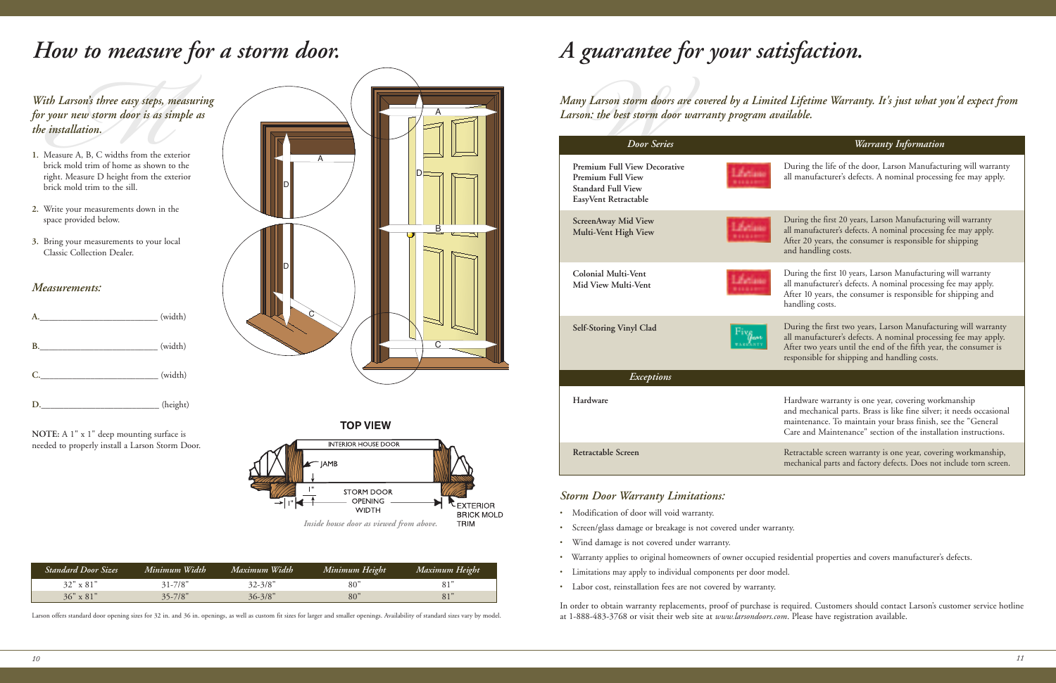# How to measure for a storm door.

*With Larson's three easy steps, measuring for your new storm door is as simple as the installation.*

1. Measure A, B, C widths from the exterior brick mold trim of home as shown to the right. Measure D height from the exterior brick mold trim to the sill.
2. Write your measurements down in the space provided below.
3. Bring your measurements to your local Classic Collection Dealer.

## *Measurements:*

A.________________________ (width)

B.________________________ (width)

C.________________________ (width)

D.________________________ (height)

**NOTE:** A 1" x 1" deep mounting surface is needed to properly install a Larson Storm Door.

A

D

B

C

TOP VIEW

INTERIOR HOUSE DOOR

JAMB

1"

1"

STORM DOOR OPENING WIDTH

EXTERIOR BRICK MOLD TRIM

*Inside house door as viewed from above.*

| *Standard Door Sizes* | *Minimum Width* | *Maximum Width* | *Minimum Height* | *Maximum Height* |
|---|---|---|---|---|
| 32" x 81" | 31-7/8" | 32-3/8" | 80" | 81" |
| 36" x 81" | 35-7/8" | 36-3/8" | 80" | 81" |

Larson offers standard door opening sizes for 32 in. and 36 in. openings, as well as custom fit sizes for larger and smaller openings. Availability of standard sizes vary by model.

# A guarantee for your satisfaction.

*Many Larson storm doors are covered by a Limited Lifetime Warranty. It's just what you'd expect from Larson: the best storm door warranty program available.*

| *Door Series* | | *Warranty Information* |
|---|---|---|
| **Premium Full View Decorative**<br>**Premium Full View**<br>**Standard Full View**<br>**EasyVent Retractable** | Lifetime Warranty | During the life of the door, Larson Manufacturing will warranty all manufacturer's defects. A nominal processing fee may apply. |
| **ScreenAway Mid View**<br>**Multi-Vent High View** | Lifetime Warranty | During the first 20 years, Larson Manufacturing will warranty all manufacturer's defects. A nominal processing fee may apply. After 20 years, the consumer is responsible for shipping and handling costs. |
| **Colonial Multi-Vent**<br>**Mid View Multi-Vent** | Lifetime Warranty | During the first 10 years, Larson Manufacturing will warranty all manufacturer's defects. A nominal processing fee may apply. After 10 years, the consumer is responsible for shipping and handling costs. |
| **Self-Storing Vinyl Clad** | Five Year Warranty | During the first two years, Larson Manufacturing will warranty all manufacturer's defects. A nominal processing fee may apply. After two years until the end of the fifth year, the consumer is responsible for shipping and handling costs. |
| *Exceptions* | | |
| **Hardware** | | Hardware warranty is one year, covering workmanship and mechanical parts. Brass is like fine silver; it needs occasional maintenance. To maintain your brass finish, see the "General Care and Maintenance" section of the installation instructions. |
| **Retractable Screen** | | Retractable screen warranty is one year, covering workmanship, mechanical parts and factory defects. Does not include torn screen. |

## *Storm Door Warranty Limitations:*

- Modification of door will void warranty.
- Screen/glass damage or breakage is not covered under warranty.
- Wind damage is not covered under warranty.
- Warranty applies to original homeowners of owner occupied residential properties and covers manufacturer's defects.
- Limitations may apply to individual components per door model.
- Labor cost, reinstallation fees are not covered by warranty.

In order to obtain warranty replacements, proof of purchase is required. Customers should contact Larson's customer service hotline at 1-888-483-3768 or visit their web site at *www.larsondoors.com*. Please have registration available.